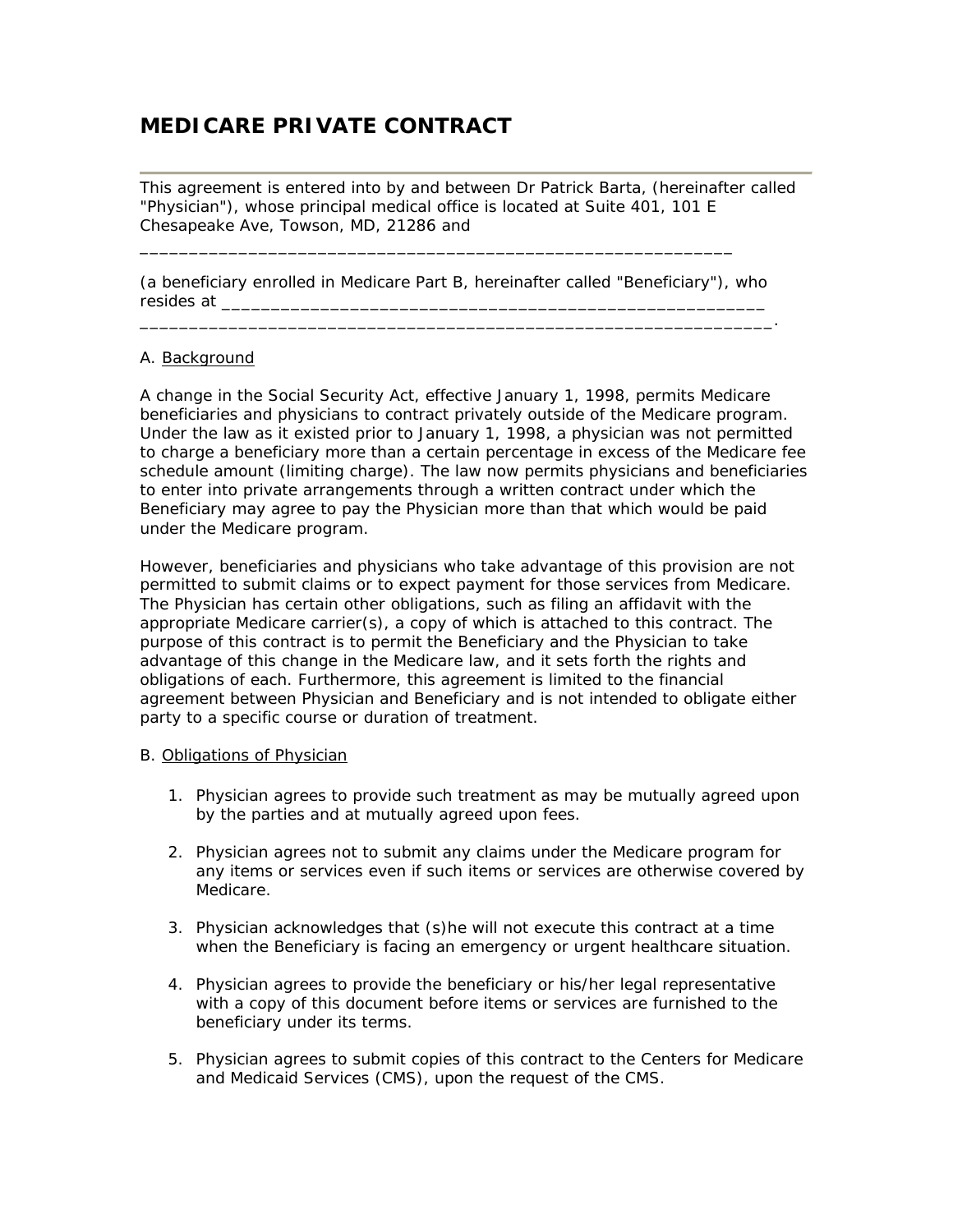# MEDICARE PRIVATE CONTRACT

This agreement is entered into by and between Dr Patrick Barta, (hereinafter called "Physician"), whose principal medical office is located at Suite 401, 101 E Chesapeake Ave, Towson, MD, 21286 and

____________________________________________________________

(a beneficiary enrolled in Medicare Part B, hereinafter called "Beneficiary"), who resides at _________________________________________________________
_________________________________________________________________.

A. Background

A change in the Social Security Act, effective January 1, 1998, permits Medicare beneficiaries and physicians to contract privately outside of the Medicare program. Under the law as it existed prior to January 1, 1998, a physician was not permitted to charge a beneficiary more than a certain percentage in excess of the Medicare fee schedule amount (limiting charge). The law now permits physicians and beneficiaries to enter into private arrangements through a written contract under which the Beneficiary may agree to pay the Physician more than that which would be paid under the Medicare program.

However, beneficiaries and physicians who take advantage of this provision are not permitted to submit claims or to expect payment for those services from Medicare. The Physician has certain other obligations, such as filing an affidavit with the appropriate Medicare carrier(s), a copy of which is attached to this contract. The purpose of this contract is to permit the Beneficiary and the Physician to take advantage of this change in the Medicare law, and it sets forth the rights and obligations of each. Furthermore, this agreement is limited to the financial agreement between Physician and Beneficiary and is not intended to obligate either party to a specific course or duration of treatment.

B. Obligations of Physician

1. Physician agrees to provide such treatment as may be mutually agreed upon by the parties and at mutually agreed upon fees.
2. Physician agrees not to submit any claims under the Medicare program for any items or services even if such items or services are otherwise covered by Medicare.
3. Physician acknowledges that (s)he will not execute this contract at a time when the Beneficiary is facing an emergency or urgent healthcare situation.
4. Physician agrees to provide the beneficiary or his/her legal representative with a copy of this document before items or services are furnished to the beneficiary under its terms.
5. Physician agrees to submit copies of this contract to the Centers for Medicare and Medicaid Services (CMS), upon the request of the CMS.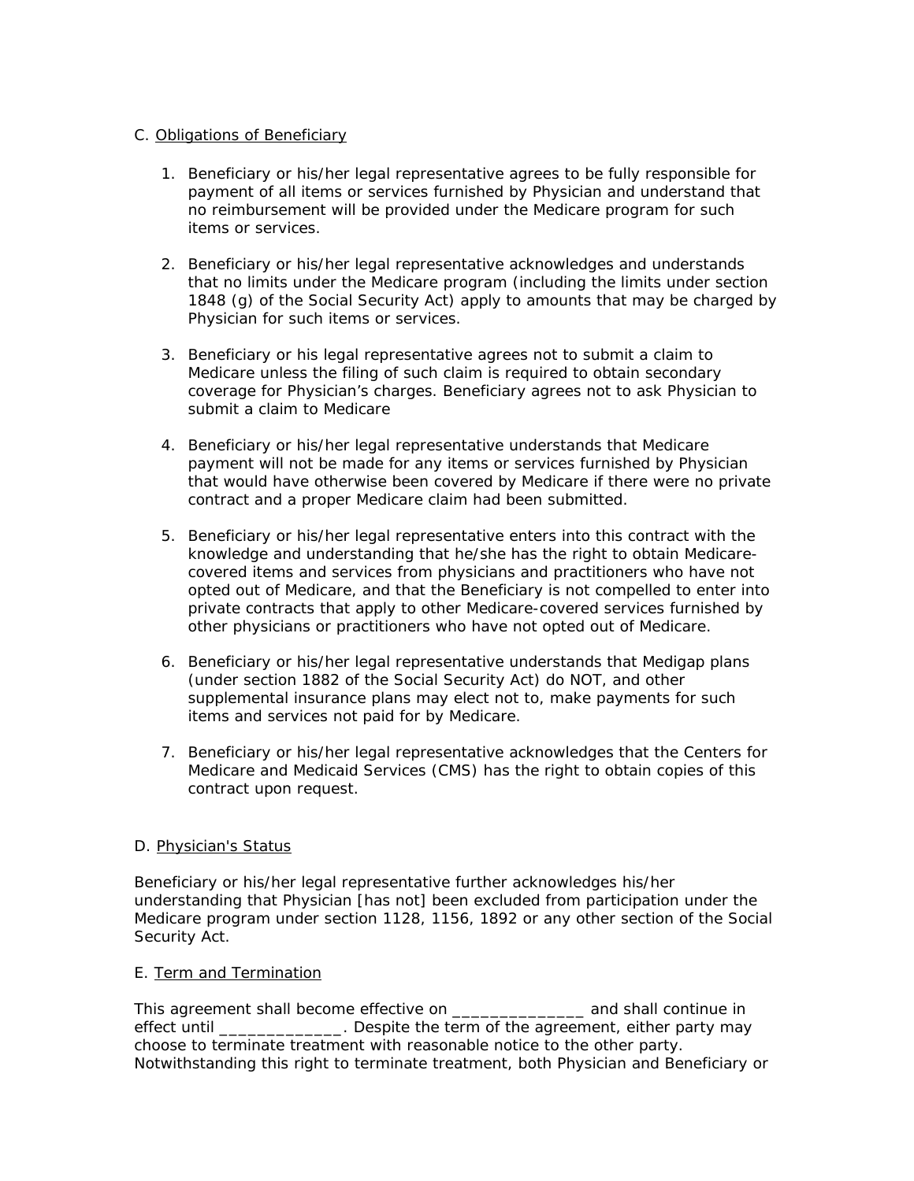C. Obligations of Beneficiary

1. Beneficiary or his/her legal representative agrees to be fully responsible for payment of all items or services furnished by Physician and understand that no reimbursement will be provided under the Medicare program for such items or services.

2. Beneficiary or his/her legal representative acknowledges and understands that no limits under the Medicare program (including the limits under section 1848 (g) of the Social Security Act) apply to amounts that may be charged by Physician for such items or services.

3. Beneficiary or his legal representative agrees not to submit a claim to Medicare unless the filing of such claim is required to obtain secondary coverage for Physician's charges. Beneficiary agrees not to ask Physician to submit a claim to Medicare

4. Beneficiary or his/her legal representative understands that Medicare payment will not be made for any items or services furnished by Physician that would have otherwise been covered by Medicare if there were no private contract and a proper Medicare claim had been submitted.

5. Beneficiary or his/her legal representative enters into this contract with the knowledge and understanding that he/she has the right to obtain Medicare-covered items and services from physicians and practitioners who have not opted out of Medicare, and that the Beneficiary is not compelled to enter into private contracts that apply to other Medicare-covered services furnished by other physicians or practitioners who have not opted out of Medicare.

6. Beneficiary or his/her legal representative understands that Medigap plans (under section 1882 of the Social Security Act) do NOT, and other supplemental insurance plans may elect not to, make payments for such items and services not paid for by Medicare.

7. Beneficiary or his/her legal representative acknowledges that the Centers for Medicare and Medicaid Services (CMS) has the right to obtain copies of this contract upon request.

D. Physician's Status

Beneficiary or his/her legal representative further acknowledges his/her understanding that Physician [has not] been excluded from participation under the Medicare program under section 1128, 1156, 1892 or any other section of the Social Security Act.

E. Term and Termination

This agreement shall become effective on _______________ and shall continue in effect until ______________. Despite the term of the agreement, either party may choose to terminate treatment with reasonable notice to the other party. Notwithstanding this right to terminate treatment, both Physician and Beneficiary or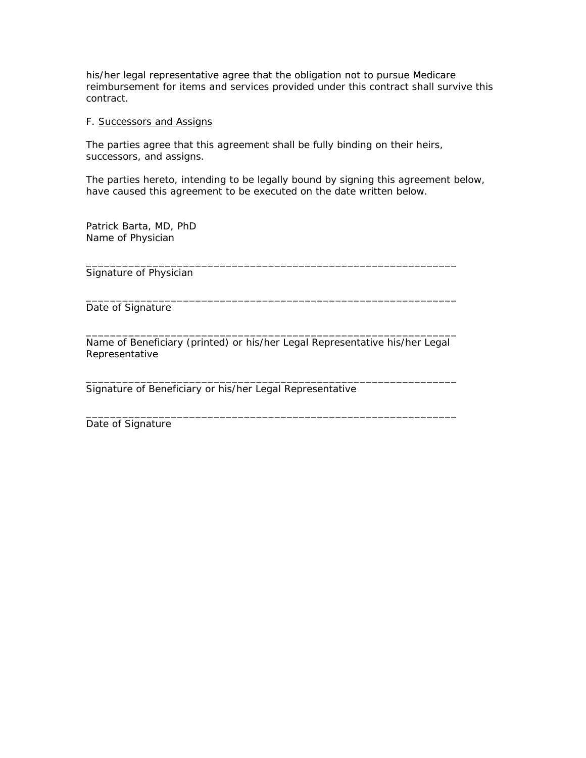his/her legal representative agree that the obligation not to pursue Medicare reimbursement for items and services provided under this contract shall survive this contract.

F. <u>Successors and Assigns</u>

The parties agree that this agreement shall be fully binding on their heirs, successors, and assigns.

The parties hereto, intending to be legally bound by signing this agreement below, have caused this agreement to be executed on the date written below.

Patrick Barta, MD, PhD
Name of Physician

_______________________________________________________________
Signature of Physician

_______________________________________________________________
Date of Signature

_______________________________________________________________
Name of Beneficiary (printed) or his/her Legal Representative his/her Legal Representative

_______________________________________________________________
Signature of Beneficiary or his/her Legal Representative

_______________________________________________________________
Date of Signature